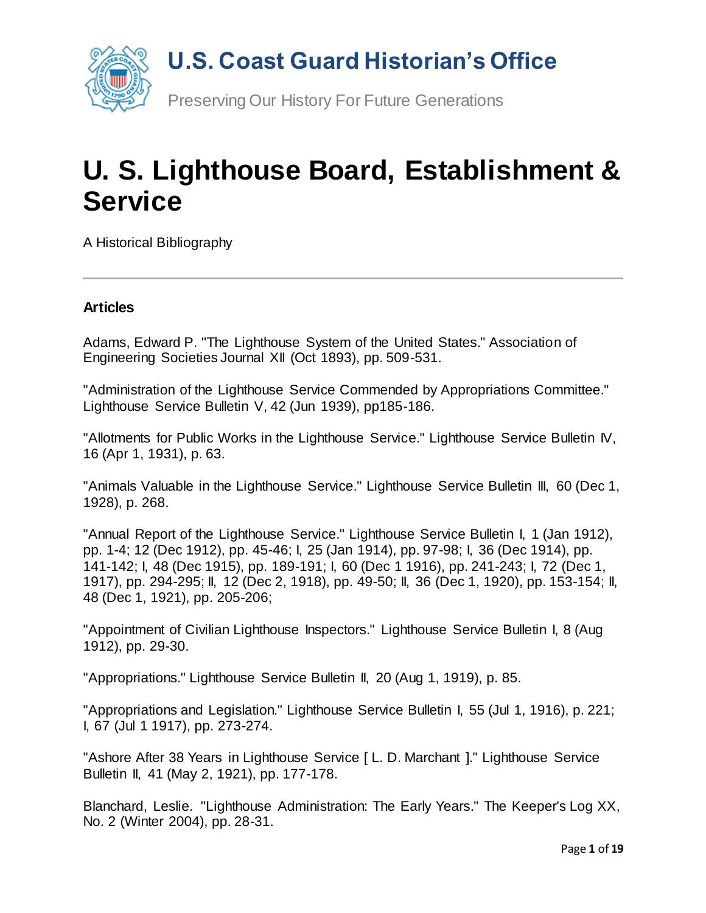# U.S. Coast Guard Historian's Office

Preserving Our History For Future Generations

# U. S. Lighthouse Board, Establishment & Service

A Historical Bibliography

---

### Articles

Adams, Edward P. "The Lighthouse System of the United States." Association of Engineering Societies Journal XII (Oct 1893), pp. 509-531.

"Administration of the Lighthouse Service Commended by Appropriations Committee." Lighthouse Service Bulletin V, 42 (Jun 1939), pp185-186.

"Allotments for Public Works in the Lighthouse Service." Lighthouse Service Bulletin IV, 16 (Apr 1, 1931), p. 63.

"Animals Valuable in the Lighthouse Service." Lighthouse Service Bulletin III, 60 (Dec 1, 1928), p. 268.

"Annual Report of the Lighthouse Service." Lighthouse Service Bulletin I, 1 (Jan 1912), pp. 1-4; 12 (Dec 1912), pp. 45-46; I, 25 (Jan 1914), pp. 97-98; I, 36 (Dec 1914), pp. 141-142; I, 48 (Dec 1915), pp. 189-191; I, 60 (Dec 1 1916), pp. 241-243; I, 72 (Dec 1, 1917), pp. 294-295; II, 12 (Dec 2, 1918), pp. 49-50; II, 36 (Dec 1, 1920), pp. 153-154; II, 48 (Dec 1, 1921), pp. 205-206;

"Appointment of Civilian Lighthouse Inspectors." Lighthouse Service Bulletin I, 8 (Aug 1912), pp. 29-30.

"Appropriations." Lighthouse Service Bulletin II, 20 (Aug 1, 1919), p. 85.

"Appropriations and Legislation." Lighthouse Service Bulletin I, 55 (Jul 1, 1916), p. 221; I, 67 (Jul 1 1917), pp. 273-274.

"Ashore After 38 Years in Lighthouse Service [ L. D. Marchant ]." Lighthouse Service Bulletin II, 41 (May 2, 1921), pp. 177-178.

Blanchard, Leslie. "Lighthouse Administration: The Early Years." The Keeper's Log XX, No. 2 (Winter 2004), pp. 28-31.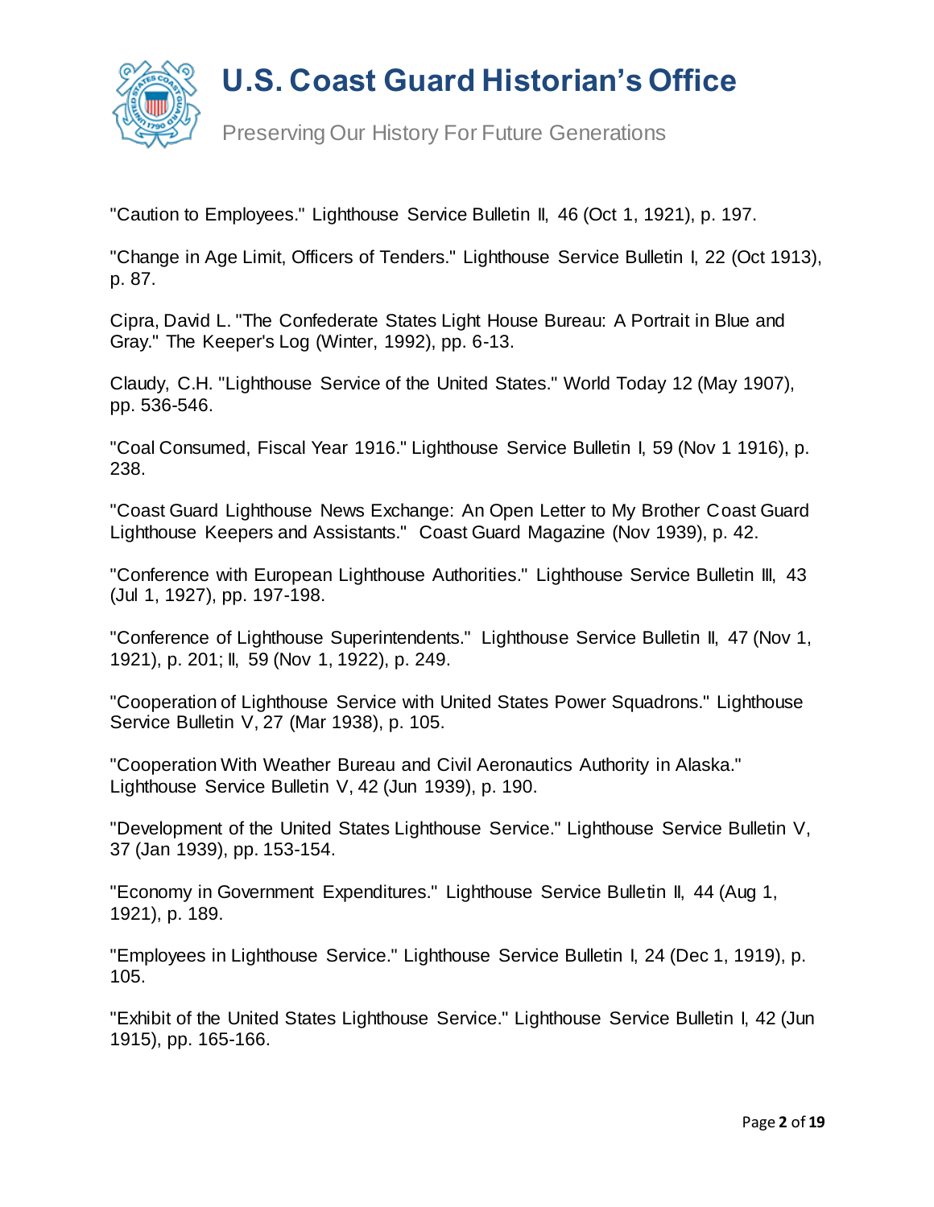"Caution to Employees." Lighthouse Service Bulletin II, 46 (Oct 1, 1921), p. 197.

"Change in Age Limit, Officers of Tenders." Lighthouse Service Bulletin I, 22 (Oct 1913), p. 87.

Cipra, David L. "The Confederate States Light House Bureau: A Portrait in Blue and Gray." The Keeper's Log (Winter, 1992), pp. 6-13.

Claudy, C.H. "Lighthouse Service of the United States." World Today 12 (May 1907), pp. 536-546.

"Coal Consumed, Fiscal Year 1916." Lighthouse Service Bulletin I, 59 (Nov 1 1916), p. 238.

"Coast Guard Lighthouse News Exchange: An Open Letter to My Brother Coast Guard Lighthouse Keepers and Assistants." Coast Guard Magazine (Nov 1939), p. 42.

"Conference with European Lighthouse Authorities." Lighthouse Service Bulletin III, 43 (Jul 1, 1927), pp. 197-198.

"Conference of Lighthouse Superintendents." Lighthouse Service Bulletin II, 47 (Nov 1, 1921), p. 201; II, 59 (Nov 1, 1922), p. 249.

"Cooperation of Lighthouse Service with United States Power Squadrons." Lighthouse Service Bulletin V, 27 (Mar 1938), p. 105.

"Cooperation With Weather Bureau and Civil Aeronautics Authority in Alaska." Lighthouse Service Bulletin V, 42 (Jun 1939), p. 190.

"Development of the United States Lighthouse Service." Lighthouse Service Bulletin V, 37 (Jan 1939), pp. 153-154.

"Economy in Government Expenditures." Lighthouse Service Bulletin II, 44 (Aug 1, 1921), p. 189.

"Employees in Lighthouse Service." Lighthouse Service Bulletin I, 24 (Dec 1, 1919), p. 105.

"Exhibit of the United States Lighthouse Service." Lighthouse Service Bulletin I, 42 (Jun 1915), pp. 165-166.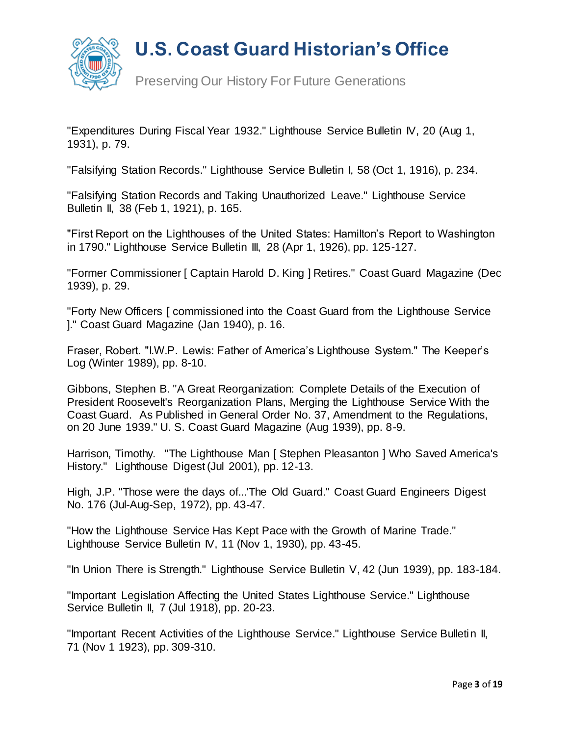"Expenditures During Fiscal Year 1932." Lighthouse Service Bulletin IV, 20 (Aug 1, 1931), p. 79.

"Falsifying Station Records." Lighthouse Service Bulletin I, 58 (Oct 1, 1916), p. 234.

"Falsifying Station Records and Taking Unauthorized Leave." Lighthouse Service Bulletin II, 38 (Feb 1, 1921), p. 165.

"First Report on the Lighthouses of the United States: Hamilton's Report to Washington in 1790." Lighthouse Service Bulletin III, 28 (Apr 1, 1926), pp. 125-127.

"Former Commissioner [ Captain Harold D. King ] Retires." Coast Guard Magazine (Dec 1939), p. 29.

"Forty New Officers [ commissioned into the Coast Guard from the Lighthouse Service ]." Coast Guard Magazine (Jan 1940), p. 16.

Fraser, Robert. "I.W.P. Lewis: Father of America's Lighthouse System." The Keeper's Log (Winter 1989), pp. 8-10.

Gibbons, Stephen B. "A Great Reorganization: Complete Details of the Execution of President Roosevelt's Reorganization Plans, Merging the Lighthouse Service With the Coast Guard. As Published in General Order No. 37, Amendment to the Regulations, on 20 June 1939." U. S. Coast Guard Magazine (Aug 1939), pp. 8-9.

Harrison, Timothy. "The Lighthouse Man [ Stephen Pleasanton ] Who Saved America's History." Lighthouse Digest (Jul 2001), pp. 12-13.

High, J.P. "Those were the days of...'The Old Guard." Coast Guard Engineers Digest No. 176 (Jul-Aug-Sep, 1972), pp. 43-47.

"How the Lighthouse Service Has Kept Pace with the Growth of Marine Trade." Lighthouse Service Bulletin IV, 11 (Nov 1, 1930), pp. 43-45.

"In Union There is Strength." Lighthouse Service Bulletin V, 42 (Jun 1939), pp. 183-184.

"Important Legislation Affecting the United States Lighthouse Service." Lighthouse Service Bulletin II, 7 (Jul 1918), pp. 20-23.

"Important Recent Activities of the Lighthouse Service." Lighthouse Service Bulletin II, 71 (Nov 1 1923), pp. 309-310.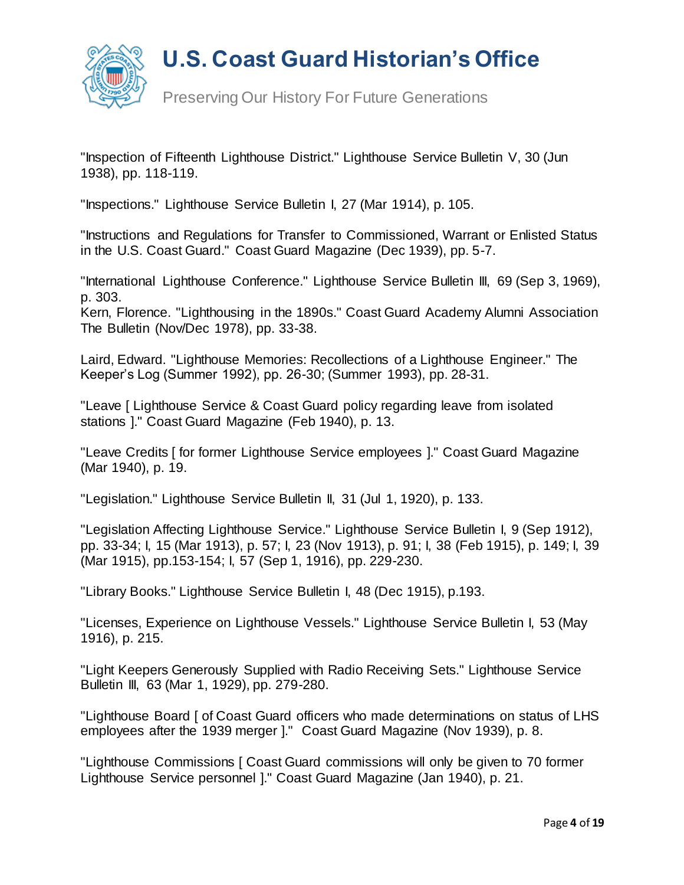"Inspection of Fifteenth Lighthouse District." Lighthouse Service Bulletin V, 30 (Jun 1938), pp. 118-119.

"Inspections." Lighthouse Service Bulletin I, 27 (Mar 1914), p. 105.

"Instructions and Regulations for Transfer to Commissioned, Warrant or Enlisted Status in the U.S. Coast Guard." Coast Guard Magazine (Dec 1939), pp. 5-7.

"International Lighthouse Conference." Lighthouse Service Bulletin III, 69 (Sep 3, 1969), p. 303.
Kern, Florence. "Lighthousing in the 1890s." Coast Guard Academy Alumni Association The Bulletin (Nov/Dec 1978), pp. 33-38.

Laird, Edward. "Lighthouse Memories: Recollections of a Lighthouse Engineer." The Keeper's Log (Summer 1992), pp. 26-30; (Summer 1993), pp. 28-31.

"Leave [ Lighthouse Service & Coast Guard policy regarding leave from isolated stations ]." Coast Guard Magazine (Feb 1940), p. 13.

"Leave Credits [ for former Lighthouse Service employees ]." Coast Guard Magazine (Mar 1940), p. 19.

"Legislation." Lighthouse Service Bulletin II, 31 (Jul 1, 1920), p. 133.

"Legislation Affecting Lighthouse Service." Lighthouse Service Bulletin I, 9 (Sep 1912), pp. 33-34; I, 15 (Mar 1913), p. 57; I, 23 (Nov 1913), p. 91; I, 38 (Feb 1915), p. 149; I, 39 (Mar 1915), pp.153-154; I, 57 (Sep 1, 1916), pp. 229-230.

"Library Books." Lighthouse Service Bulletin I, 48 (Dec 1915), p.193.

"Licenses, Experience on Lighthouse Vessels." Lighthouse Service Bulletin I, 53 (May 1916), p. 215.

"Light Keepers Generously Supplied with Radio Receiving Sets." Lighthouse Service Bulletin III, 63 (Mar 1, 1929), pp. 279-280.

"Lighthouse Board [ of Coast Guard officers who made determinations on status of LHS employees after the 1939 merger ]." Coast Guard Magazine (Nov 1939), p. 8.

"Lighthouse Commissions [ Coast Guard commissions will only be given to 70 former Lighthouse Service personnel ]." Coast Guard Magazine (Jan 1940), p. 21.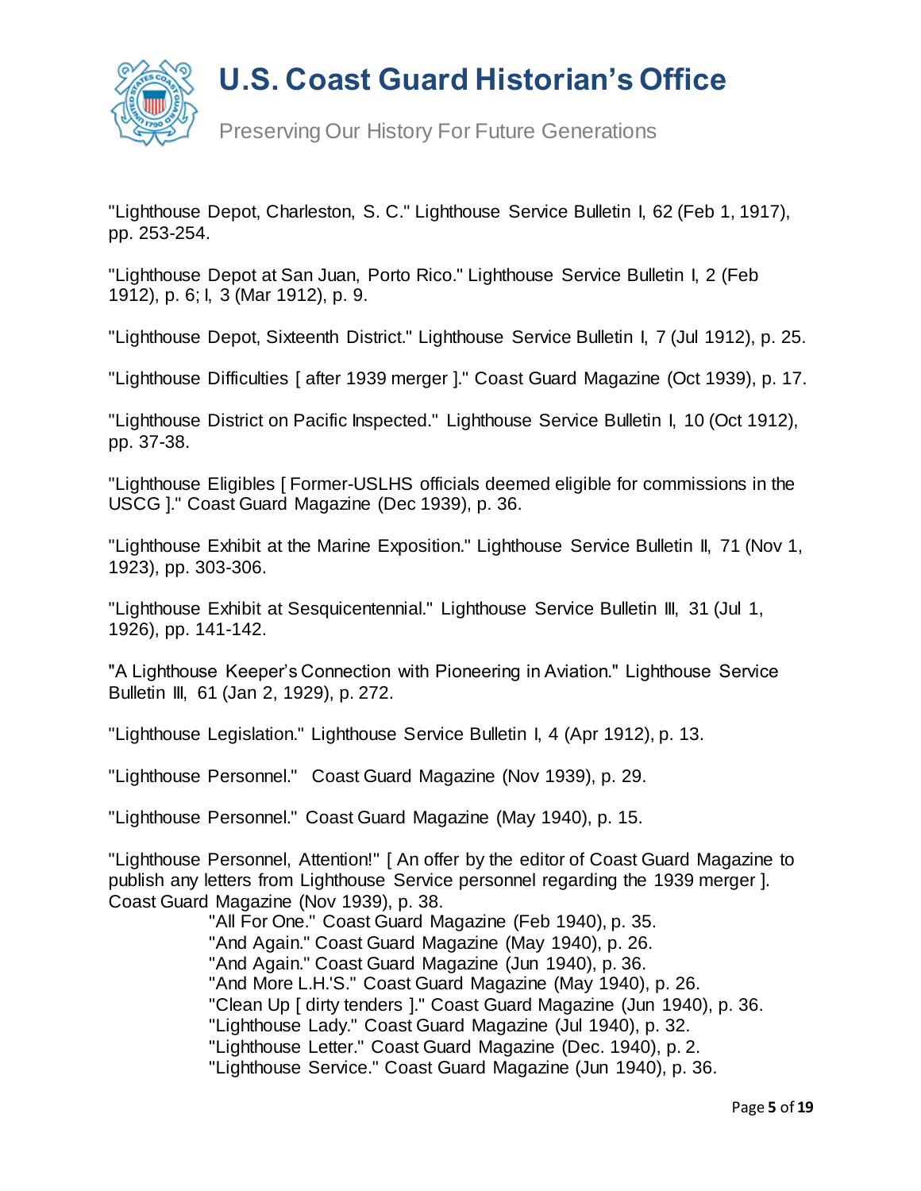"Lighthouse Depot, Charleston, S. C." Lighthouse Service Bulletin I, 62 (Feb 1, 1917), pp. 253-254.

"Lighthouse Depot at San Juan, Porto Rico." Lighthouse Service Bulletin I, 2 (Feb 1912), p. 6; I, 3 (Mar 1912), p. 9.

"Lighthouse Depot, Sixteenth District." Lighthouse Service Bulletin I, 7 (Jul 1912), p. 25.

"Lighthouse Difficulties [ after 1939 merger ]." Coast Guard Magazine (Oct 1939), p. 17.

"Lighthouse District on Pacific Inspected." Lighthouse Service Bulletin I, 10 (Oct 1912), pp. 37-38.

"Lighthouse Eligibles [ Former-USLHS officials deemed eligible for commissions in the USCG ]." Coast Guard Magazine (Dec 1939), p. 36.

"Lighthouse Exhibit at the Marine Exposition." Lighthouse Service Bulletin II, 71 (Nov 1, 1923), pp. 303-306.

"Lighthouse Exhibit at Sesquicentennial." Lighthouse Service Bulletin III, 31 (Jul 1, 1926), pp. 141-142.

"A Lighthouse Keeper's Connection with Pioneering in Aviation." Lighthouse Service Bulletin III, 61 (Jan 2, 1929), p. 272.

"Lighthouse Legislation." Lighthouse Service Bulletin I, 4 (Apr 1912), p. 13.

"Lighthouse Personnel." Coast Guard Magazine (Nov 1939), p. 29.

"Lighthouse Personnel." Coast Guard Magazine (May 1940), p. 15.

"Lighthouse Personnel, Attention!" [ An offer by the editor of Coast Guard Magazine to publish any letters from Lighthouse Service personnel regarding the 1939 merger ]. Coast Guard Magazine (Nov 1939), p. 38.

- "All For One." Coast Guard Magazine (Feb 1940), p. 35.
- "And Again." Coast Guard Magazine (May 1940), p. 26.
- "And Again." Coast Guard Magazine (Jun 1940), p. 36.
- "And More L.H.'S." Coast Guard Magazine (May 1940), p. 26.
- "Clean Up [ dirty tenders ]." Coast Guard Magazine (Jun 1940), p. 36.
- "Lighthouse Lady." Coast Guard Magazine (Jul 1940), p. 32.
- "Lighthouse Letter." Coast Guard Magazine (Dec. 1940), p. 2.
- "Lighthouse Service." Coast Guard Magazine (Jun 1940), p. 36.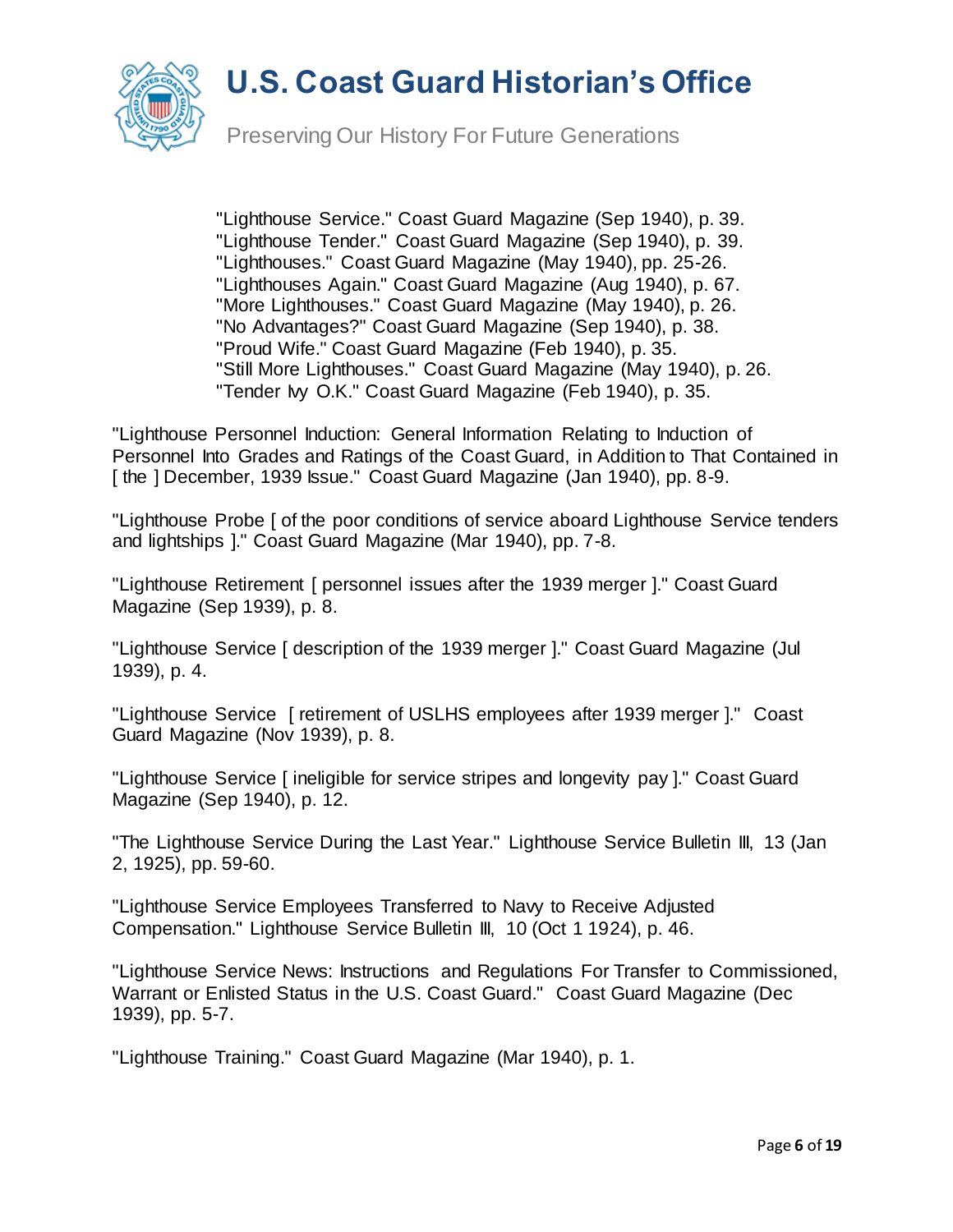"Lighthouse Service." Coast Guard Magazine (Sep 1940), p. 39.  
"Lighthouse Tender." Coast Guard Magazine (Sep 1940), p. 39.  
"Lighthouses." Coast Guard Magazine (May 1940), pp. 25-26.  
"Lighthouses Again." Coast Guard Magazine (Aug 1940), p. 67.  
"More Lighthouses." Coast Guard Magazine (May 1940), p. 26.  
"No Advantages?" Coast Guard Magazine (Sep 1940), p. 38.  
"Proud Wife." Coast Guard Magazine (Feb 1940), p. 35.  
"Still More Lighthouses." Coast Guard Magazine (May 1940), p. 26.  
"Tender Ivy O.K." Coast Guard Magazine (Feb 1940), p. 35.

"Lighthouse Personnel Induction: General Information Relating to Induction of Personnel Into Grades and Ratings of the Coast Guard, in Addition to That Contained in [ the ] December, 1939 Issue." Coast Guard Magazine (Jan 1940), pp. 8-9.

"Lighthouse Probe [ of the poor conditions of service aboard Lighthouse Service tenders and lightships ]." Coast Guard Magazine (Mar 1940), pp. 7-8.

"Lighthouse Retirement [ personnel issues after the 1939 merger ]." Coast Guard Magazine (Sep 1939), p. 8.

"Lighthouse Service [ description of the 1939 merger ]." Coast Guard Magazine (Jul 1939), p. 4.

"Lighthouse Service [ retirement of USLHS employees after 1939 merger ]." Coast Guard Magazine (Nov 1939), p. 8.

"Lighthouse Service [ ineligible for service stripes and longevity pay ]." Coast Guard Magazine (Sep 1940), p. 12.

"The Lighthouse Service During the Last Year." Lighthouse Service Bulletin III, 13 (Jan 2, 1925), pp. 59-60.

"Lighthouse Service Employees Transferred to Navy to Receive Adjusted Compensation." Lighthouse Service Bulletin III, 10 (Oct 1 1924), p. 46.

"Lighthouse Service News: Instructions and Regulations For Transfer to Commissioned, Warrant or Enlisted Status in the U.S. Coast Guard." Coast Guard Magazine (Dec 1939), pp. 5-7.

"Lighthouse Training." Coast Guard Magazine (Mar 1940), p. 1.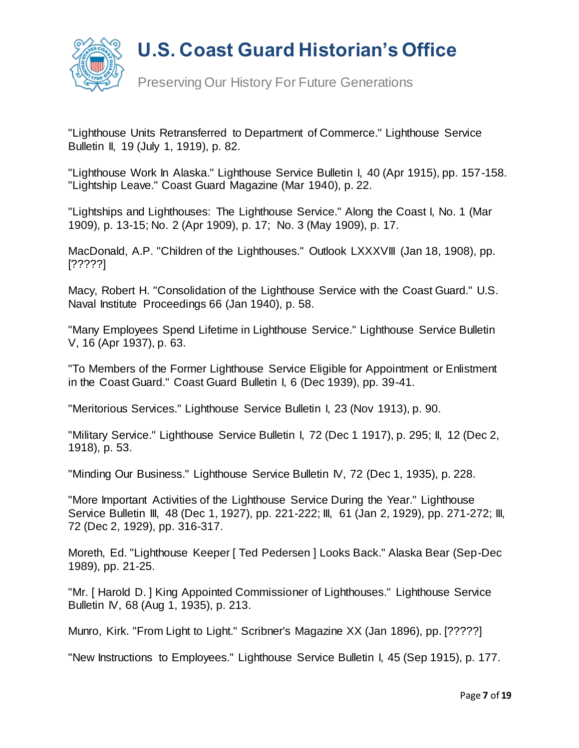"Lighthouse Units Retransferred to Department of Commerce." Lighthouse Service Bulletin II, 19 (July 1, 1919), p. 82.

"Lighthouse Work In Alaska." Lighthouse Service Bulletin I, 40 (Apr 1915), pp. 157-158. "Lightship Leave." Coast Guard Magazine (Mar 1940), p. 22.

"Lightships and Lighthouses: The Lighthouse Service." Along the Coast I, No. 1 (Mar 1909), p. 13-15; No. 2 (Apr 1909), p. 17; No. 3 (May 1909), p. 17.

MacDonald, A.P. "Children of the Lighthouses." Outlook LXXXVIII (Jan 18, 1908), pp. [?????]

Macy, Robert H. "Consolidation of the Lighthouse Service with the Coast Guard." U.S. Naval Institute Proceedings 66 (Jan 1940), p. 58.

"Many Employees Spend Lifetime in Lighthouse Service." Lighthouse Service Bulletin V, 16 (Apr 1937), p. 63.

"To Members of the Former Lighthouse Service Eligible for Appointment or Enlistment in the Coast Guard." Coast Guard Bulletin I, 6 (Dec 1939), pp. 39-41.

"Meritorious Services." Lighthouse Service Bulletin I, 23 (Nov 1913), p. 90.

"Military Service." Lighthouse Service Bulletin I, 72 (Dec 1 1917), p. 295; II, 12 (Dec 2, 1918), p. 53.

"Minding Our Business." Lighthouse Service Bulletin IV, 72 (Dec 1, 1935), p. 228.

"More Important Activities of the Lighthouse Service During the Year." Lighthouse Service Bulletin III, 48 (Dec 1, 1927), pp. 221-222; III, 61 (Jan 2, 1929), pp. 271-272; III, 72 (Dec 2, 1929), pp. 316-317.

Moreth, Ed. "Lighthouse Keeper [ Ted Pedersen ] Looks Back." Alaska Bear (Sep-Dec 1989), pp. 21-25.

"Mr. [ Harold D. ] King Appointed Commissioner of Lighthouses." Lighthouse Service Bulletin IV, 68 (Aug 1, 1935), p. 213.

Munro, Kirk. "From Light to Light." Scribner's Magazine XX (Jan 1896), pp. [?????]

"New Instructions to Employees." Lighthouse Service Bulletin I, 45 (Sep 1915), p. 177.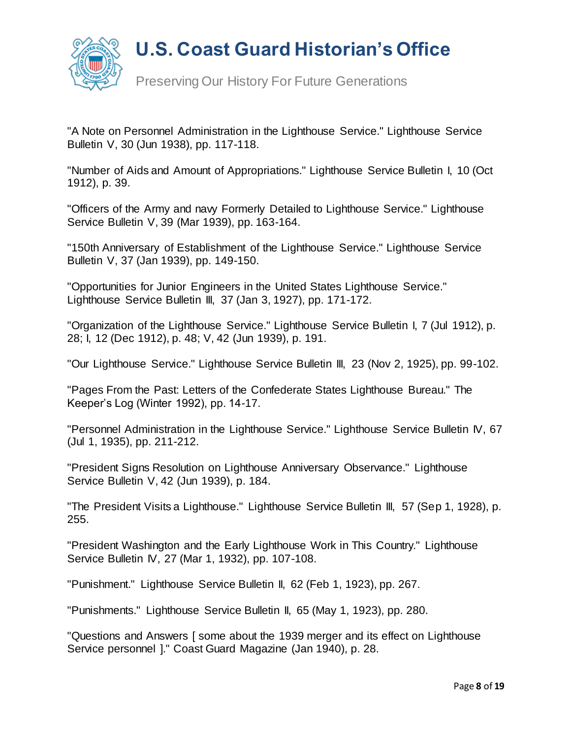"A Note on Personnel Administration in the Lighthouse Service." Lighthouse Service Bulletin V, 30 (Jun 1938), pp. 117-118.

"Number of Aids and Amount of Appropriations." Lighthouse Service Bulletin I, 10 (Oct 1912), p. 39.

"Officers of the Army and navy Formerly Detailed to Lighthouse Service." Lighthouse Service Bulletin V, 39 (Mar 1939), pp. 163-164.

"150th Anniversary of Establishment of the Lighthouse Service." Lighthouse Service Bulletin V, 37 (Jan 1939), pp. 149-150.

"Opportunities for Junior Engineers in the United States Lighthouse Service." Lighthouse Service Bulletin III, 37 (Jan 3, 1927), pp. 171-172.

"Organization of the Lighthouse Service." Lighthouse Service Bulletin I, 7 (Jul 1912), p. 28; I, 12 (Dec 1912), p. 48; V, 42 (Jun 1939), p. 191.

"Our Lighthouse Service." Lighthouse Service Bulletin III, 23 (Nov 2, 1925), pp. 99-102.

"Pages From the Past: Letters of the Confederate States Lighthouse Bureau." The Keeper's Log (Winter 1992), pp. 14-17.

"Personnel Administration in the Lighthouse Service." Lighthouse Service Bulletin IV, 67 (Jul 1, 1935), pp. 211-212.

"President Signs Resolution on Lighthouse Anniversary Observance." Lighthouse Service Bulletin V, 42 (Jun 1939), p. 184.

"The President Visits a Lighthouse." Lighthouse Service Bulletin III, 57 (Sep 1, 1928), p. 255.

"President Washington and the Early Lighthouse Work in This Country." Lighthouse Service Bulletin IV, 27 (Mar 1, 1932), pp. 107-108.

"Punishment." Lighthouse Service Bulletin II, 62 (Feb 1, 1923), pp. 267.

"Punishments." Lighthouse Service Bulletin II, 65 (May 1, 1923), pp. 280.

"Questions and Answers [ some about the 1939 merger and its effect on Lighthouse Service personnel ]." Coast Guard Magazine (Jan 1940), p. 28.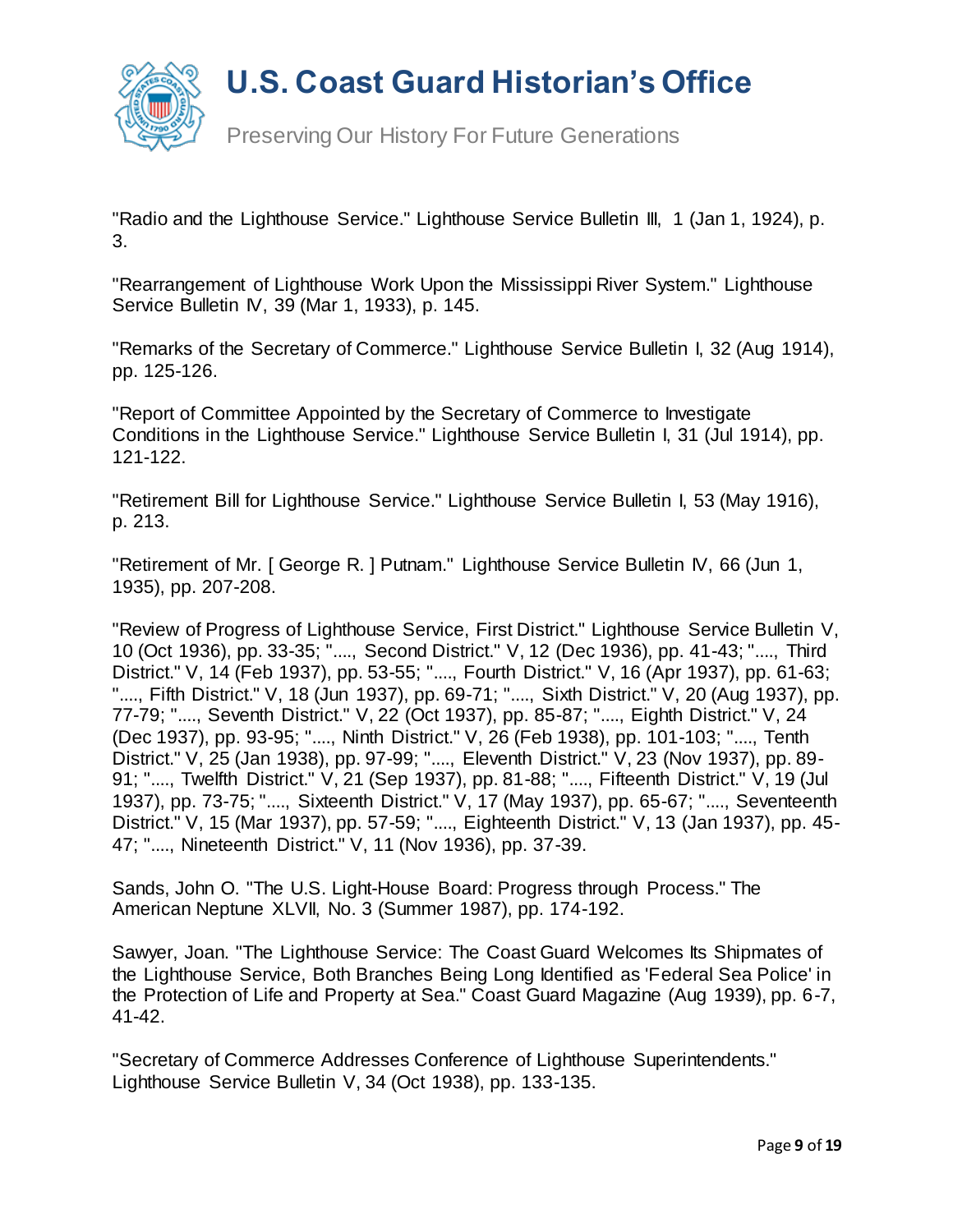"Radio and the Lighthouse Service." Lighthouse Service Bulletin III, 1 (Jan 1, 1924), p. 3.

"Rearrangement of Lighthouse Work Upon the Mississippi River System." Lighthouse Service Bulletin IV, 39 (Mar 1, 1933), p. 145.

"Remarks of the Secretary of Commerce." Lighthouse Service Bulletin I, 32 (Aug 1914), pp. 125-126.

"Report of Committee Appointed by the Secretary of Commerce to Investigate Conditions in the Lighthouse Service." Lighthouse Service Bulletin I, 31 (Jul 1914), pp. 121-122.

"Retirement Bill for Lighthouse Service." Lighthouse Service Bulletin I, 53 (May 1916), p. 213.

"Retirement of Mr. [ George R. ] Putnam." Lighthouse Service Bulletin IV, 66 (Jun 1, 1935), pp. 207-208.

"Review of Progress of Lighthouse Service, First District." Lighthouse Service Bulletin V, 10 (Oct 1936), pp. 33-35; "...., Second District." V, 12 (Dec 1936), pp. 41-43; "...., Third District." V, 14 (Feb 1937), pp. 53-55; "...., Fourth District." V, 16 (Apr 1937), pp. 61-63; "...., Fifth District." V, 18 (Jun 1937), pp. 69-71; "...., Sixth District." V, 20 (Aug 1937), pp. 77-79; "...., Seventh District." V, 22 (Oct 1937), pp. 85-87; "...., Eighth District." V, 24 (Dec 1937), pp. 93-95; "...., Ninth District." V, 26 (Feb 1938), pp. 101-103; "...., Tenth District." V, 25 (Jan 1938), pp. 97-99; "...., Eleventh District." V, 23 (Nov 1937), pp. 89-91; "...., Twelfth District." V, 21 (Sep 1937), pp. 81-88; "...., Fifteenth District." V, 19 (Jul 1937), pp. 73-75; "...., Sixteenth District." V, 17 (May 1937), pp. 65-67; "...., Seventeenth District." V, 15 (Mar 1937), pp. 57-59; "...., Eighteenth District." V, 13 (Jan 1937), pp. 45-47; "...., Nineteenth District." V, 11 (Nov 1936), pp. 37-39.

Sands, John O. "The U.S. Light-House Board: Progress through Process." The American Neptune XLVII, No. 3 (Summer 1987), pp. 174-192.

Sawyer, Joan. "The Lighthouse Service: The Coast Guard Welcomes Its Shipmates of the Lighthouse Service, Both Branches Being Long Identified as 'Federal Sea Police' in the Protection of Life and Property at Sea." Coast Guard Magazine (Aug 1939), pp. 6-7, 41-42.

"Secretary of Commerce Addresses Conference of Lighthouse Superintendents." Lighthouse Service Bulletin V, 34 (Oct 1938), pp. 133-135.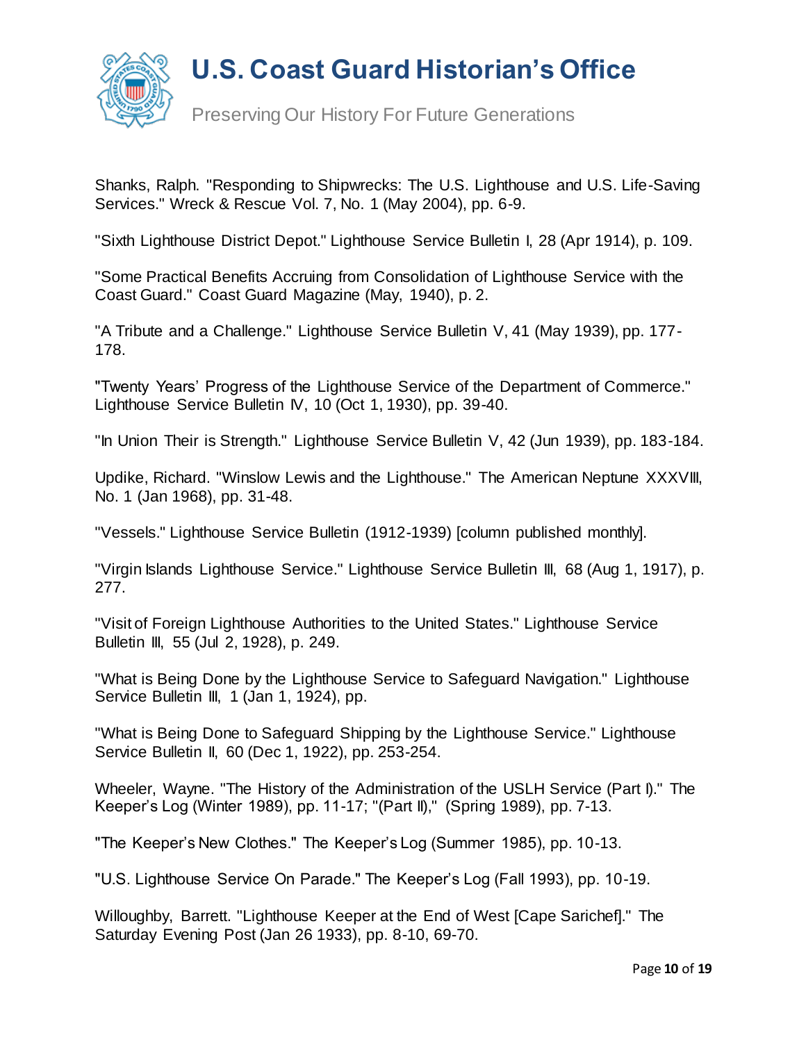Shanks, Ralph. "Responding to Shipwrecks: The U.S. Lighthouse and U.S. Life-Saving Services." Wreck & Rescue Vol. 7, No. 1 (May 2004), pp. 6-9.

"Sixth Lighthouse District Depot." Lighthouse Service Bulletin I, 28 (Apr 1914), p. 109.

"Some Practical Benefits Accruing from Consolidation of Lighthouse Service with the Coast Guard." Coast Guard Magazine (May, 1940), p. 2.

"A Tribute and a Challenge." Lighthouse Service Bulletin V, 41 (May 1939), pp. 177-178.

"Twenty Years' Progress of the Lighthouse Service of the Department of Commerce." Lighthouse Service Bulletin IV, 10 (Oct 1, 1930), pp. 39-40.

"In Union Their is Strength." Lighthouse Service Bulletin V, 42 (Jun 1939), pp. 183-184.

Updike, Richard. "Winslow Lewis and the Lighthouse." The American Neptune XXXVIII, No. 1 (Jan 1968), pp. 31-48.

"Vessels." Lighthouse Service Bulletin (1912-1939) [column published monthly].

"Virgin Islands Lighthouse Service." Lighthouse Service Bulletin III, 68 (Aug 1, 1917), p. 277.

"Visit of Foreign Lighthouse Authorities to the United States." Lighthouse Service Bulletin III, 55 (Jul 2, 1928), p. 249.

"What is Being Done by the Lighthouse Service to Safeguard Navigation." Lighthouse Service Bulletin III, 1 (Jan 1, 1924), pp.

"What is Being Done to Safeguard Shipping by the Lighthouse Service." Lighthouse Service Bulletin II, 60 (Dec 1, 1922), pp. 253-254.

Wheeler, Wayne. "The History of the Administration of the USLH Service (Part I)." The Keeper's Log (Winter 1989), pp. 11-17; "(Part II)," (Spring 1989), pp. 7-13.

"The Keeper's New Clothes." The Keeper's Log (Summer 1985), pp. 10-13.

"U.S. Lighthouse Service On Parade." The Keeper's Log (Fall 1993), pp. 10-19.

Willoughby, Barrett. "Lighthouse Keeper at the End of West [Cape Sarichef]." The Saturday Evening Post (Jan 26 1933), pp. 8-10, 69-70.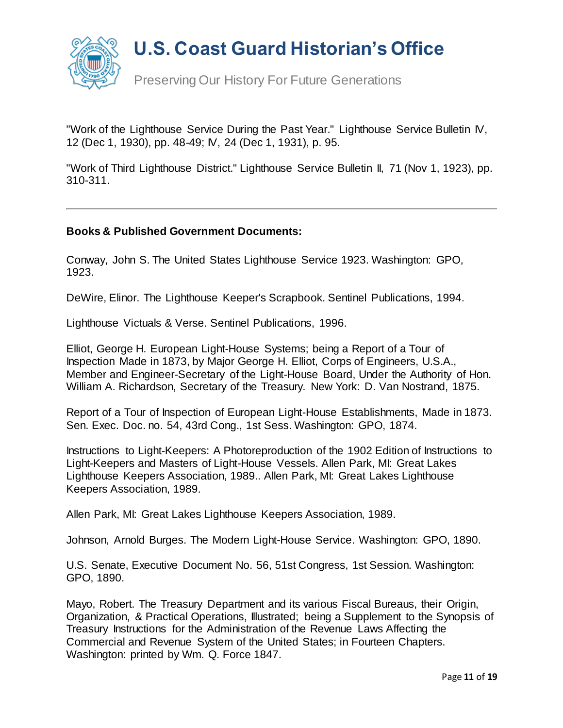"Work of the Lighthouse Service During the Past Year." Lighthouse Service Bulletin IV, 12 (Dec 1, 1930), pp. 48-49; IV, 24 (Dec 1, 1931), p. 95.

"Work of Third Lighthouse District." Lighthouse Service Bulletin II, 71 (Nov 1, 1923), pp. 310-311.

---

**Books & Published Government Documents:**

Conway, John S. The United States Lighthouse Service 1923. Washington: GPO, 1923.

DeWire, Elinor. The Lighthouse Keeper's Scrapbook. Sentinel Publications, 1994.

Lighthouse Victuals & Verse. Sentinel Publications, 1996.

Elliot, George H. European Light-House Systems; being a Report of a Tour of Inspection Made in 1873, by Major George H. Elliot, Corps of Engineers, U.S.A., Member and Engineer-Secretary of the Light-House Board, Under the Authority of Hon. William A. Richardson, Secretary of the Treasury. New York: D. Van Nostrand, 1875.

Report of a Tour of Inspection of European Light-House Establishments, Made in 1873. Sen. Exec. Doc. no. 54, 43rd Cong., 1st Sess. Washington: GPO, 1874.

Instructions to Light-Keepers: A Photoreproduction of the 1902 Edition of Instructions to Light-Keepers and Masters of Light-House Vessels. Allen Park, MI: Great Lakes Lighthouse Keepers Association, 1989.. Allen Park, MI: Great Lakes Lighthouse Keepers Association, 1989.

Allen Park, MI: Great Lakes Lighthouse Keepers Association, 1989.

Johnson, Arnold Burges. The Modern Light-House Service. Washington: GPO, 1890.

U.S. Senate, Executive Document No. 56, 51st Congress, 1st Session. Washington: GPO, 1890.

Mayo, Robert. The Treasury Department and its various Fiscal Bureaus, their Origin, Organization, & Practical Operations, Illustrated; being a Supplement to the Synopsis of Treasury Instructions for the Administration of the Revenue Laws Affecting the Commercial and Revenue System of the United States; in Fourteen Chapters. Washington: printed by Wm. Q. Force 1847.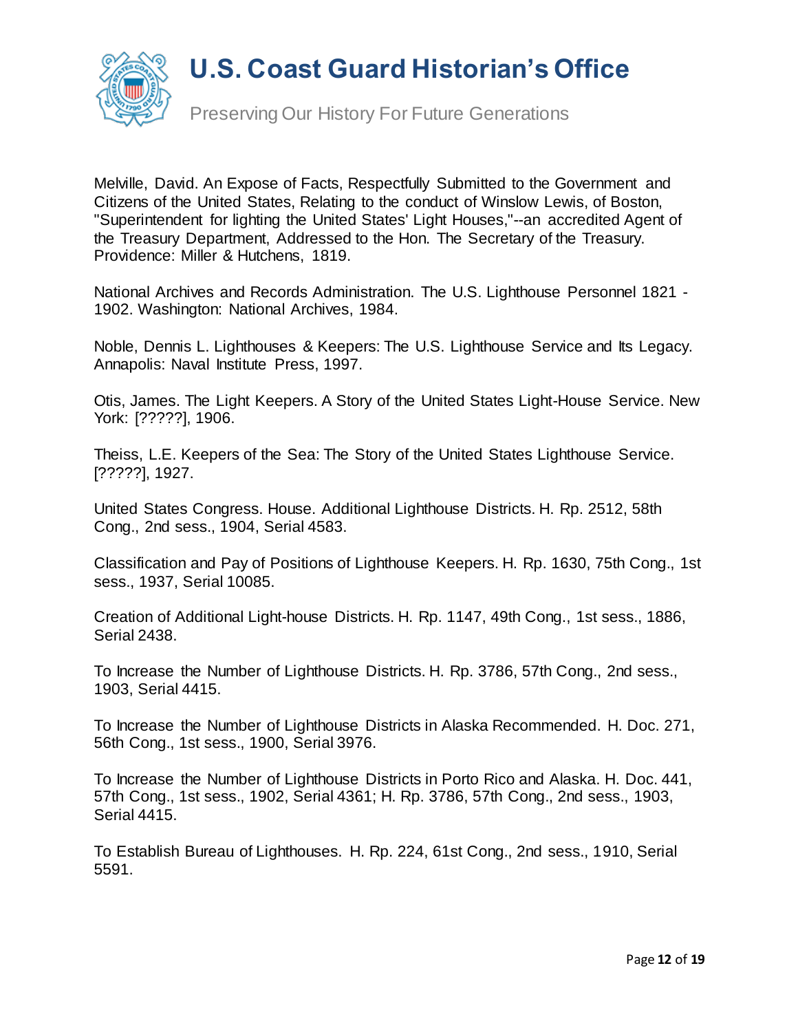Melville, David. An Expose of Facts, Respectfully Submitted to the Government and Citizens of the United States, Relating to the conduct of Winslow Lewis, of Boston, "Superintendent for lighting the United States' Light Houses,"--an accredited Agent of the Treasury Department, Addressed to the Hon. The Secretary of the Treasury. Providence: Miller & Hutchens, 1819.

National Archives and Records Administration. The U.S. Lighthouse Personnel 1821 - 1902. Washington: National Archives, 1984.

Noble, Dennis L. Lighthouses & Keepers: The U.S. Lighthouse Service and Its Legacy. Annapolis: Naval Institute Press, 1997.

Otis, James. The Light Keepers. A Story of the United States Light-House Service. New York: [?????], 1906.

Theiss, L.E. Keepers of the Sea: The Story of the United States Lighthouse Service. [?????], 1927.

United States Congress. House. Additional Lighthouse Districts. H. Rp. 2512, 58th Cong., 2nd sess., 1904, Serial 4583.

Classification and Pay of Positions of Lighthouse Keepers. H. Rp. 1630, 75th Cong., 1st sess., 1937, Serial 10085.

Creation of Additional Light-house Districts. H. Rp. 1147, 49th Cong., 1st sess., 1886, Serial 2438.

To Increase the Number of Lighthouse Districts. H. Rp. 3786, 57th Cong., 2nd sess., 1903, Serial 4415.

To Increase the Number of Lighthouse Districts in Alaska Recommended. H. Doc. 271, 56th Cong., 1st sess., 1900, Serial 3976.

To Increase the Number of Lighthouse Districts in Porto Rico and Alaska. H. Doc. 441, 57th Cong., 1st sess., 1902, Serial 4361; H. Rp. 3786, 57th Cong., 2nd sess., 1903, Serial 4415.

To Establish Bureau of Lighthouses. H. Rp. 224, 61st Cong., 2nd sess., 1910, Serial 5591.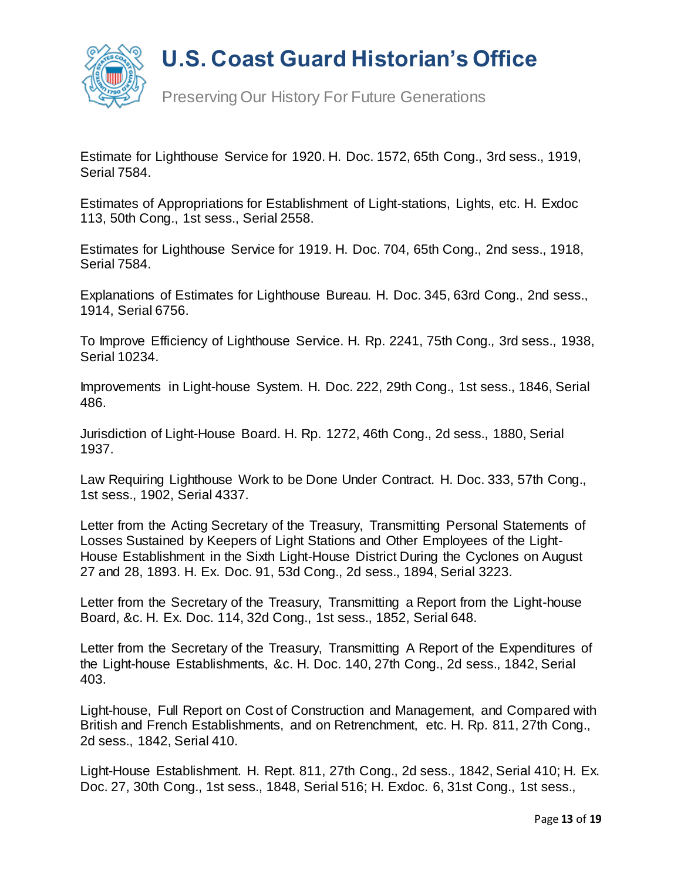Estimate for Lighthouse Service for 1920. H. Doc. 1572, 65th Cong., 3rd sess., 1919, Serial 7584.

Estimates of Appropriations for Establishment of Light-stations, Lights, etc. H. Exdoc 113, 50th Cong., 1st sess., Serial 2558.

Estimates for Lighthouse Service for 1919. H. Doc. 704, 65th Cong., 2nd sess., 1918, Serial 7584.

Explanations of Estimates for Lighthouse Bureau. H. Doc. 345, 63rd Cong., 2nd sess., 1914, Serial 6756.

To Improve Efficiency of Lighthouse Service. H. Rp. 2241, 75th Cong., 3rd sess., 1938, Serial 10234.

Improvements in Light-house System. H. Doc. 222, 29th Cong., 1st sess., 1846, Serial 486.

Jurisdiction of Light-House Board. H. Rp. 1272, 46th Cong., 2d sess., 1880, Serial 1937.

Law Requiring Lighthouse Work to be Done Under Contract. H. Doc. 333, 57th Cong., 1st sess., 1902, Serial 4337.

Letter from the Acting Secretary of the Treasury, Transmitting Personal Statements of Losses Sustained by Keepers of Light Stations and Other Employees of the Light-House Establishment in the Sixth Light-House District During the Cyclones on August 27 and 28, 1893. H. Ex. Doc. 91, 53d Cong., 2d sess., 1894, Serial 3223.

Letter from the Secretary of the Treasury, Transmitting a Report from the Light-house Board, &c. H. Ex. Doc. 114, 32d Cong., 1st sess., 1852, Serial 648.

Letter from the Secretary of the Treasury, Transmitting A Report of the Expenditures of the Light-house Establishments, &c. H. Doc. 140, 27th Cong., 2d sess., 1842, Serial 403.

Light-house, Full Report on Cost of Construction and Management, and Compared with British and French Establishments, and on Retrenchment, etc. H. Rp. 811, 27th Cong., 2d sess., 1842, Serial 410.

Light-House Establishment. H. Rept. 811, 27th Cong., 2d sess., 1842, Serial 410; H. Ex. Doc. 27, 30th Cong., 1st sess., 1848, Serial 516; H. Exdoc. 6, 31st Cong., 1st sess.,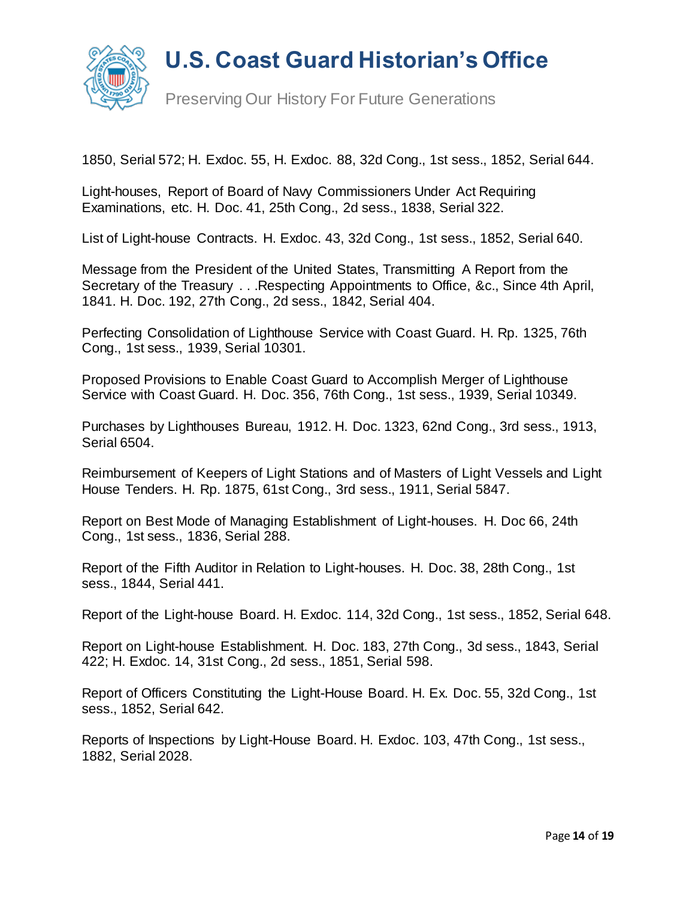1850, Serial 572; H. Exdoc. 55, H. Exdoc. 88, 32d Cong., 1st sess., 1852, Serial 644.

Light-houses, Report of Board of Navy Commissioners Under Act Requiring Examinations, etc. H. Doc. 41, 25th Cong., 2d sess., 1838, Serial 322.

List of Light-house Contracts. H. Exdoc. 43, 32d Cong., 1st sess., 1852, Serial 640.

Message from the President of the United States, Transmitting A Report from the Secretary of the Treasury . . .Respecting Appointments to Office, &c., Since 4th April, 1841. H. Doc. 192, 27th Cong., 2d sess., 1842, Serial 404.

Perfecting Consolidation of Lighthouse Service with Coast Guard. H. Rp. 1325, 76th Cong., 1st sess., 1939, Serial 10301.

Proposed Provisions to Enable Coast Guard to Accomplish Merger of Lighthouse Service with Coast Guard. H. Doc. 356, 76th Cong., 1st sess., 1939, Serial 10349.

Purchases by Lighthouses Bureau, 1912. H. Doc. 1323, 62nd Cong., 3rd sess., 1913, Serial 6504.

Reimbursement of Keepers of Light Stations and of Masters of Light Vessels and Light House Tenders. H. Rp. 1875, 61st Cong., 3rd sess., 1911, Serial 5847.

Report on Best Mode of Managing Establishment of Light-houses. H. Doc 66, 24th Cong., 1st sess., 1836, Serial 288.

Report of the Fifth Auditor in Relation to Light-houses. H. Doc. 38, 28th Cong., 1st sess., 1844, Serial 441.

Report of the Light-house Board. H. Exdoc. 114, 32d Cong., 1st sess., 1852, Serial 648.

Report on Light-house Establishment. H. Doc. 183, 27th Cong., 3d sess., 1843, Serial 422; H. Exdoc. 14, 31st Cong., 2d sess., 1851, Serial 598.

Report of Officers Constituting the Light-House Board. H. Ex. Doc. 55, 32d Cong., 1st sess., 1852, Serial 642.

Reports of Inspections by Light-House Board. H. Exdoc. 103, 47th Cong., 1st sess., 1882, Serial 2028.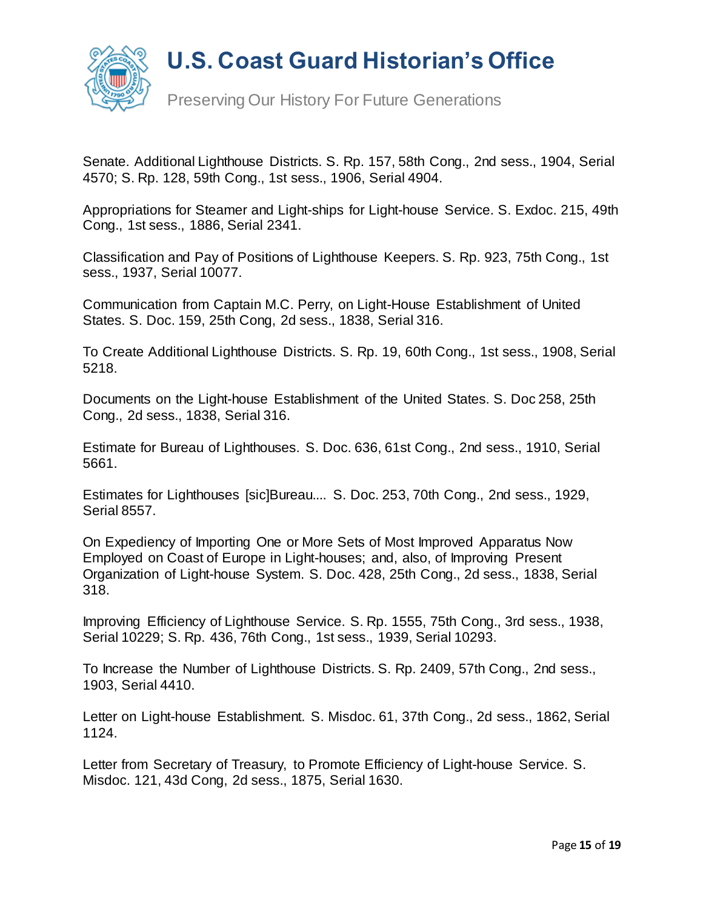Senate. Additional Lighthouse Districts. S. Rp. 157, 58th Cong., 2nd sess., 1904, Serial 4570; S. Rp. 128, 59th Cong., 1st sess., 1906, Serial 4904.

Appropriations for Steamer and Light-ships for Light-house Service. S. Exdoc. 215, 49th Cong., 1st sess., 1886, Serial 2341.

Classification and Pay of Positions of Lighthouse Keepers. S. Rp. 923, 75th Cong., 1st sess., 1937, Serial 10077.

Communication from Captain M.C. Perry, on Light-House Establishment of United States. S. Doc. 159, 25th Cong, 2d sess., 1838, Serial 316.

To Create Additional Lighthouse Districts. S. Rp. 19, 60th Cong., 1st sess., 1908, Serial 5218.

Documents on the Light-house Establishment of the United States. S. Doc 258, 25th Cong., 2d sess., 1838, Serial 316.

Estimate for Bureau of Lighthouses. S. Doc. 636, 61st Cong., 2nd sess., 1910, Serial 5661.

Estimates for Lighthouses [sic]Bureau.... S. Doc. 253, 70th Cong., 2nd sess., 1929, Serial 8557.

On Expediency of Importing One or More Sets of Most Improved Apparatus Now Employed on Coast of Europe in Light-houses; and, also, of Improving Present Organization of Light-house System. S. Doc. 428, 25th Cong., 2d sess., 1838, Serial 318.

Improving Efficiency of Lighthouse Service. S. Rp. 1555, 75th Cong., 3rd sess., 1938, Serial 10229; S. Rp. 436, 76th Cong., 1st sess., 1939, Serial 10293.

To Increase the Number of Lighthouse Districts. S. Rp. 2409, 57th Cong., 2nd sess., 1903, Serial 4410.

Letter on Light-house Establishment. S. Misdoc. 61, 37th Cong., 2d sess., 1862, Serial 1124.

Letter from Secretary of Treasury, to Promote Efficiency of Light-house Service. S. Misdoc. 121, 43d Cong, 2d sess., 1875, Serial 1630.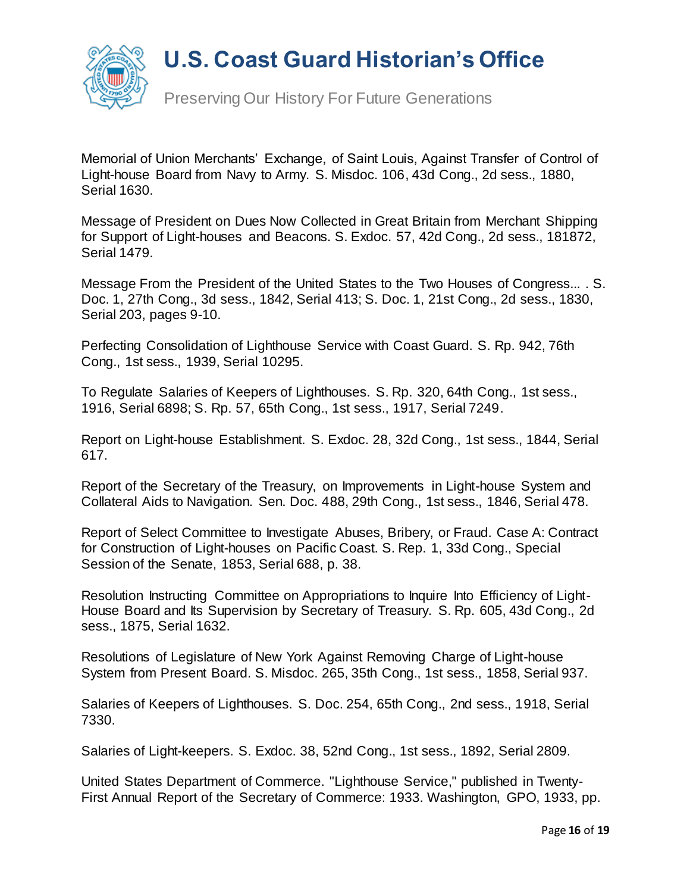Memorial of Union Merchants' Exchange, of Saint Louis, Against Transfer of Control of Light-house Board from Navy to Army. S. Misdoc. 106, 43d Cong., 2d sess., 1880, Serial 1630.

Message of President on Dues Now Collected in Great Britain from Merchant Shipping for Support of Light-houses and Beacons. S. Exdoc. 57, 42d Cong., 2d sess., 181872, Serial 1479.

Message From the President of the United States to the Two Houses of Congress... . S. Doc. 1, 27th Cong., 3d sess., 1842, Serial 413; S. Doc. 1, 21st Cong., 2d sess., 1830, Serial 203, pages 9-10.

Perfecting Consolidation of Lighthouse Service with Coast Guard. S. Rp. 942, 76th Cong., 1st sess., 1939, Serial 10295.

To Regulate Salaries of Keepers of Lighthouses. S. Rp. 320, 64th Cong., 1st sess., 1916, Serial 6898; S. Rp. 57, 65th Cong., 1st sess., 1917, Serial 7249.

Report on Light-house Establishment. S. Exdoc. 28, 32d Cong., 1st sess., 1844, Serial 617.

Report of the Secretary of the Treasury, on Improvements in Light-house System and Collateral Aids to Navigation. Sen. Doc. 488, 29th Cong., 1st sess., 1846, Serial 478.

Report of Select Committee to Investigate Abuses, Bribery, or Fraud. Case A: Contract for Construction of Light-houses on Pacific Coast. S. Rep. 1, 33d Cong., Special Session of the Senate, 1853, Serial 688, p. 38.

Resolution Instructing Committee on Appropriations to Inquire Into Efficiency of Light-House Board and Its Supervision by Secretary of Treasury. S. Rp. 605, 43d Cong., 2d sess., 1875, Serial 1632.

Resolutions of Legislature of New York Against Removing Charge of Light-house System from Present Board. S. Misdoc. 265, 35th Cong., 1st sess., 1858, Serial 937.

Salaries of Keepers of Lighthouses. S. Doc. 254, 65th Cong., 2nd sess., 1918, Serial 7330.

Salaries of Light-keepers. S. Exdoc. 38, 52nd Cong., 1st sess., 1892, Serial 2809.

United States Department of Commerce. "Lighthouse Service," published in Twenty-First Annual Report of the Secretary of Commerce: 1933. Washington, GPO, 1933, pp.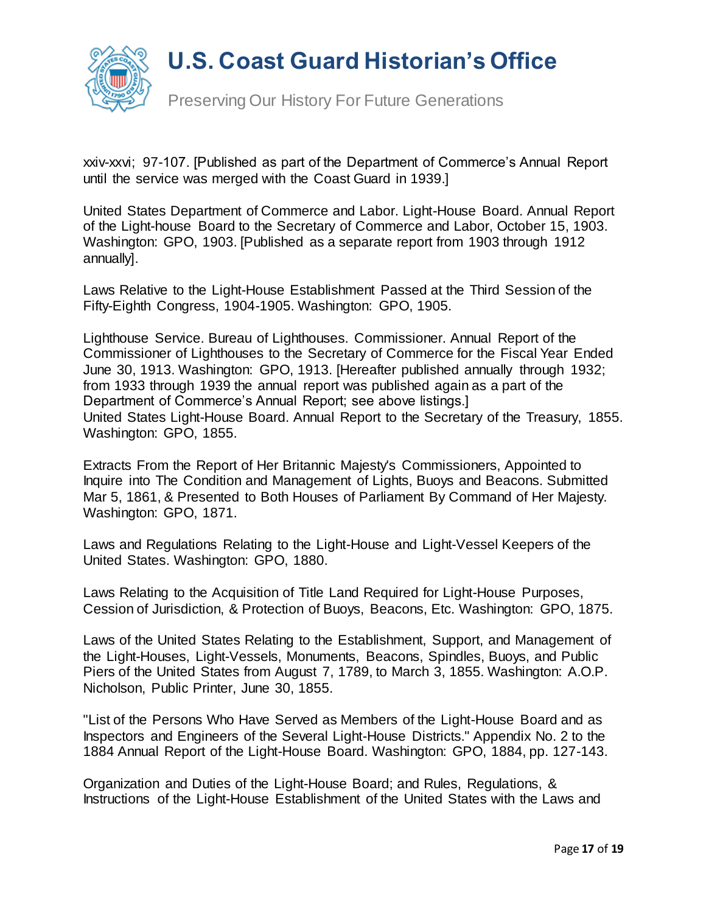xxiv-xxvi; 97-107. [Published as part of the Department of Commerce's Annual Report until the service was merged with the Coast Guard in 1939.]

United States Department of Commerce and Labor. Light-House Board. Annual Report of the Light-house Board to the Secretary of Commerce and Labor, October 15, 1903. Washington: GPO, 1903. [Published as a separate report from 1903 through 1912 annually].

Laws Relative to the Light-House Establishment Passed at the Third Session of the Fifty-Eighth Congress, 1904-1905. Washington: GPO, 1905.

Lighthouse Service. Bureau of Lighthouses. Commissioner. Annual Report of the Commissioner of Lighthouses to the Secretary of Commerce for the Fiscal Year Ended June 30, 1913. Washington: GPO, 1913. [Hereafter published annually through 1932; from 1933 through 1939 the annual report was published again as a part of the Department of Commerce's Annual Report; see above listings.]
United States Light-House Board. Annual Report to the Secretary of the Treasury, 1855. Washington: GPO, 1855.

Extracts From the Report of Her Britannic Majesty's Commissioners, Appointed to Inquire into The Condition and Management of Lights, Buoys and Beacons. Submitted Mar 5, 1861, & Presented to Both Houses of Parliament By Command of Her Majesty. Washington: GPO, 1871.

Laws and Regulations Relating to the Light-House and Light-Vessel Keepers of the United States. Washington: GPO, 1880.

Laws Relating to the Acquisition of Title Land Required for Light-House Purposes, Cession of Jurisdiction, & Protection of Buoys, Beacons, Etc. Washington: GPO, 1875.

Laws of the United States Relating to the Establishment, Support, and Management of the Light-Houses, Light-Vessels, Monuments, Beacons, Spindles, Buoys, and Public Piers of the United States from August 7, 1789, to March 3, 1855. Washington: A.O.P. Nicholson, Public Printer, June 30, 1855.

"List of the Persons Who Have Served as Members of the Light-House Board and as Inspectors and Engineers of the Several Light-House Districts." Appendix No. 2 to the 1884 Annual Report of the Light-House Board. Washington: GPO, 1884, pp. 127-143.

Organization and Duties of the Light-House Board; and Rules, Regulations, & Instructions of the Light-House Establishment of the United States with the Laws and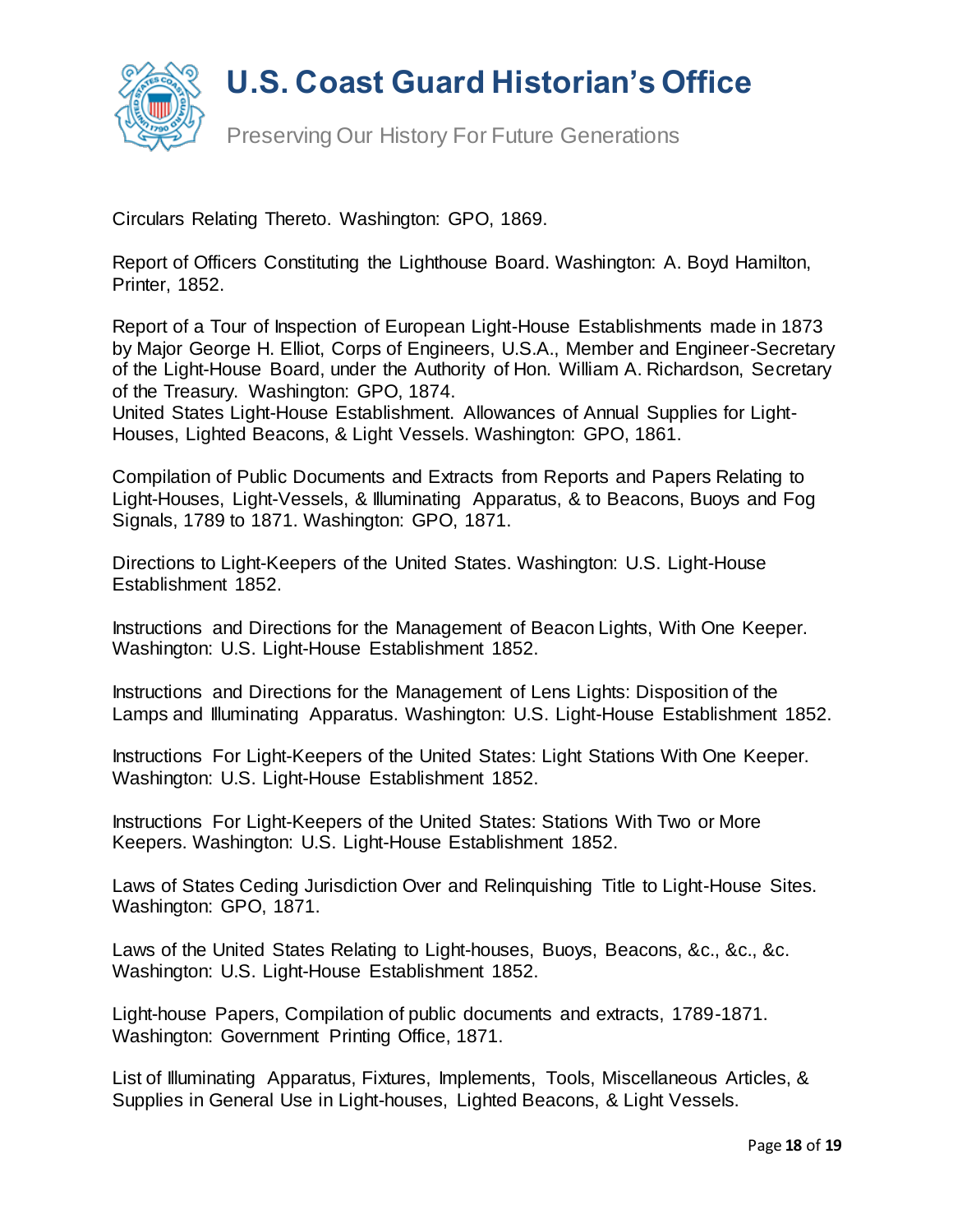Circulars Relating Thereto. Washington: GPO, 1869.

Report of Officers Constituting the Lighthouse Board. Washington: A. Boyd Hamilton, Printer, 1852.

Report of a Tour of Inspection of European Light-House Establishments made in 1873 by Major George H. Elliot, Corps of Engineers, U.S.A., Member and Engineer-Secretary of the Light-House Board, under the Authority of Hon. William A. Richardson, Secretary of the Treasury. Washington: GPO, 1874.
United States Light-House Establishment. Allowances of Annual Supplies for Light-Houses, Lighted Beacons, & Light Vessels. Washington: GPO, 1861.

Compilation of Public Documents and Extracts from Reports and Papers Relating to Light-Houses, Light-Vessels, & Illuminating Apparatus, & to Beacons, Buoys and Fog Signals, 1789 to 1871. Washington: GPO, 1871.

Directions to Light-Keepers of the United States. Washington: U.S. Light-House Establishment 1852.

Instructions and Directions for the Management of Beacon Lights, With One Keeper. Washington: U.S. Light-House Establishment 1852.

Instructions and Directions for the Management of Lens Lights: Disposition of the Lamps and Illuminating Apparatus. Washington: U.S. Light-House Establishment 1852.

Instructions For Light-Keepers of the United States: Light Stations With One Keeper. Washington: U.S. Light-House Establishment 1852.

Instructions For Light-Keepers of the United States: Stations With Two or More Keepers. Washington: U.S. Light-House Establishment 1852.

Laws of States Ceding Jurisdiction Over and Relinquishing Title to Light-House Sites. Washington: GPO, 1871.

Laws of the United States Relating to Light-houses, Buoys, Beacons, &c., &c., &c. Washington: U.S. Light-House Establishment 1852.

Light-house Papers, Compilation of public documents and extracts, 1789-1871. Washington: Government Printing Office, 1871.

List of Illuminating Apparatus, Fixtures, Implements, Tools, Miscellaneous Articles, & Supplies in General Use in Light-houses, Lighted Beacons, & Light Vessels.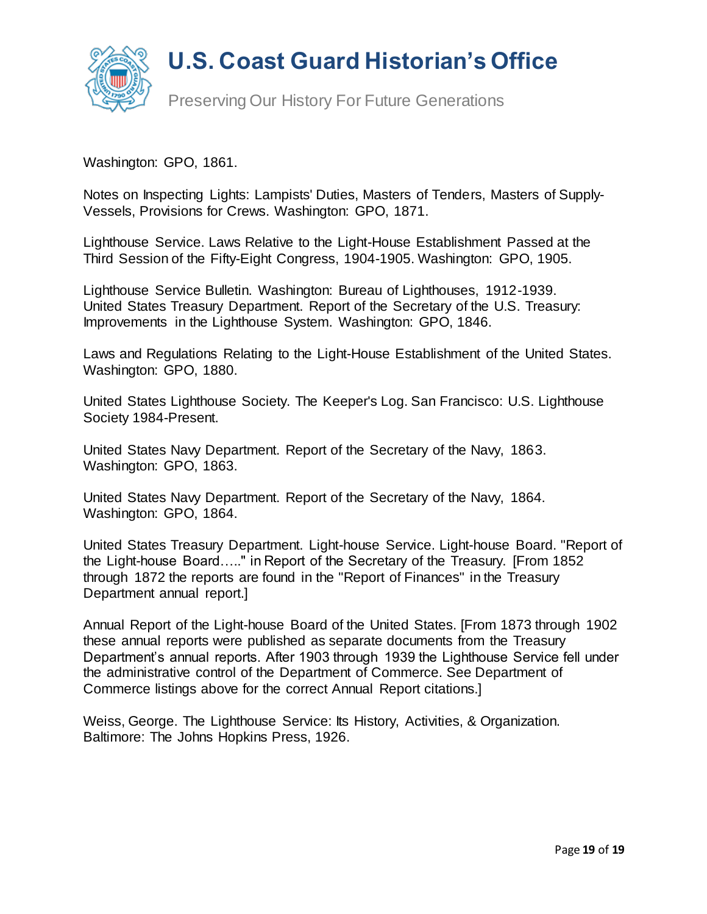Washington: GPO, 1861.

Notes on Inspecting Lights: Lampists' Duties, Masters of Tenders, Masters of Supply-Vessels, Provisions for Crews. Washington: GPO, 1871.

Lighthouse Service. Laws Relative to the Light-House Establishment Passed at the Third Session of the Fifty-Eight Congress, 1904-1905. Washington: GPO, 1905.

Lighthouse Service Bulletin. Washington: Bureau of Lighthouses, 1912-1939.
United States Treasury Department. Report of the Secretary of the U.S. Treasury: Improvements in the Lighthouse System. Washington: GPO, 1846.

Laws and Regulations Relating to the Light-House Establishment of the United States. Washington: GPO, 1880.

United States Lighthouse Society. The Keeper's Log. San Francisco: U.S. Lighthouse Society 1984-Present.

United States Navy Department. Report of the Secretary of the Navy, 1863. Washington: GPO, 1863.

United States Navy Department. Report of the Secretary of the Navy, 1864. Washington: GPO, 1864.

United States Treasury Department. Light-house Service. Light-house Board. "Report of the Light-house Board….." in Report of the Secretary of the Treasury. [From 1852 through 1872 the reports are found in the "Report of Finances" in the Treasury Department annual report.]

Annual Report of the Light-house Board of the United States. [From 1873 through 1902 these annual reports were published as separate documents from the Treasury Department's annual reports. After 1903 through 1939 the Lighthouse Service fell under the administrative control of the Department of Commerce. See Department of Commerce listings above for the correct Annual Report citations.]

Weiss, George. The Lighthouse Service: Its History, Activities, & Organization. Baltimore: The Johns Hopkins Press, 1926.